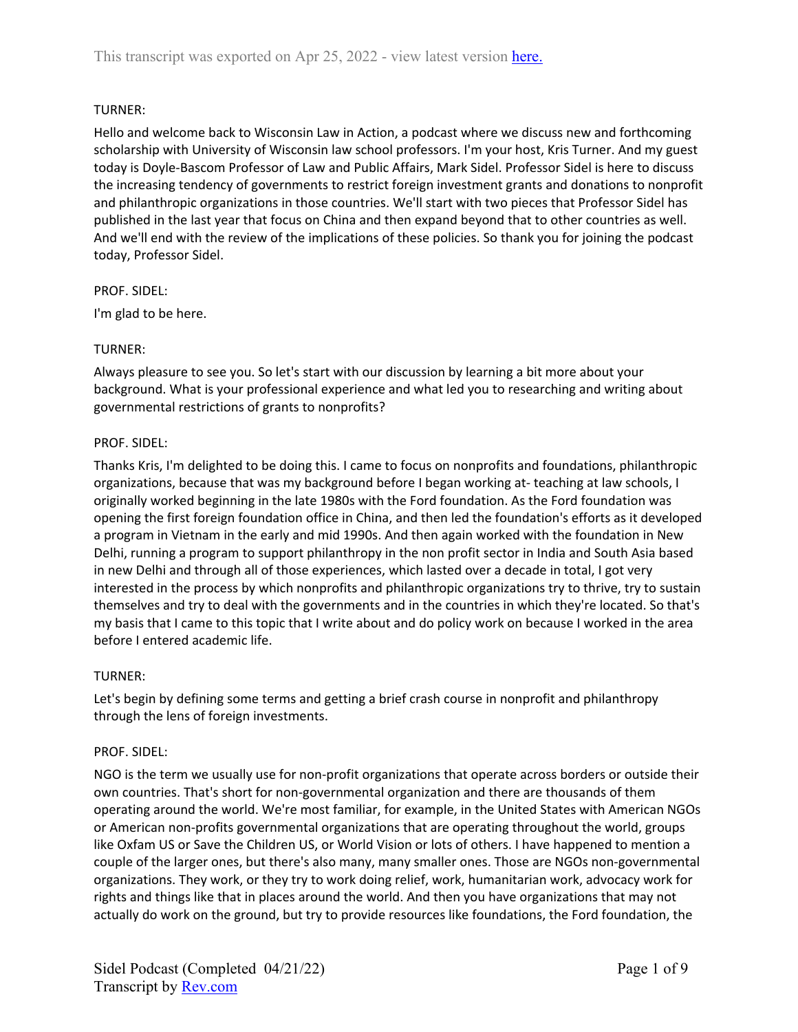TURNER:

Hello and welcome back to Wisconsin Law in Action, a podcast where we discuss new and forthcoming scholarship with University of Wisconsin law school professors. I'm your host, Kris Turner. And my guest today is Doyle-Bascom Professor of Law and Public Affairs, Mark Sidel. Professor Sidel is here to discuss the increasing tendency of governments to restrict foreign investment grants and donations to nonprofit and philanthropic organizations in those countries. We'll start with two pieces that Professor Sidel has published in the last year that focus on China and then expand beyond that to other countries as well. And we'll end with the review of the implications of these policies. So thank you for joining the podcast today, Professor Sidel.

PROF. SIDEL:

I'm glad to be here.

TURNER:

Always pleasure to see you. So let's start with our discussion by learning a bit more about your background. What is your professional experience and what led you to researching and writing about governmental restrictions of grants to nonprofits?

PROF. SIDEL:

Thanks Kris, I'm delighted to be doing this. I came to focus on nonprofits and foundations, philanthropic organizations, because that was my background before I began working at- teaching at law schools, I originally worked beginning in the late 1980s with the Ford foundation. As the Ford foundation was opening the first foreign foundation office in China, and then led the foundation's efforts as it developed a program in Vietnam in the early and mid 1990s. And then again worked with the foundation in New Delhi, running a program to support philanthropy in the non profit sector in India and South Asia based in new Delhi and through all of those experiences, which lasted over a decade in total, I got very interested in the process by which nonprofits and philanthropic organizations try to thrive, try to sustain themselves and try to deal with the governments and in the countries in which they're located. So that's my basis that I came to this topic that I write about and do policy work on because I worked in the area before I entered academic life.

TURNER:

Let's begin by defining some terms and getting a brief crash course in nonprofit and philanthropy through the lens of foreign investments.

PROF. SIDEL:

NGO is the term we usually use for non-profit organizations that operate across borders or outside their own countries. That's short for non-governmental organization and there are thousands of them operating around the world. We're most familiar, for example, in the United States with American NGOs or American non-profits governmental organizations that are operating throughout the world, groups like Oxfam US or Save the Children US, or World Vision or lots of others. I have happened to mention a couple of the larger ones, but there's also many, many smaller ones. Those are NGOs non-governmental organizations. They work, or they try to work doing relief, work, humanitarian work, advocacy work for rights and things like that in places around the world. And then you have organizations that may not actually do work on the ground, but try to provide resources like foundations, the Ford foundation, the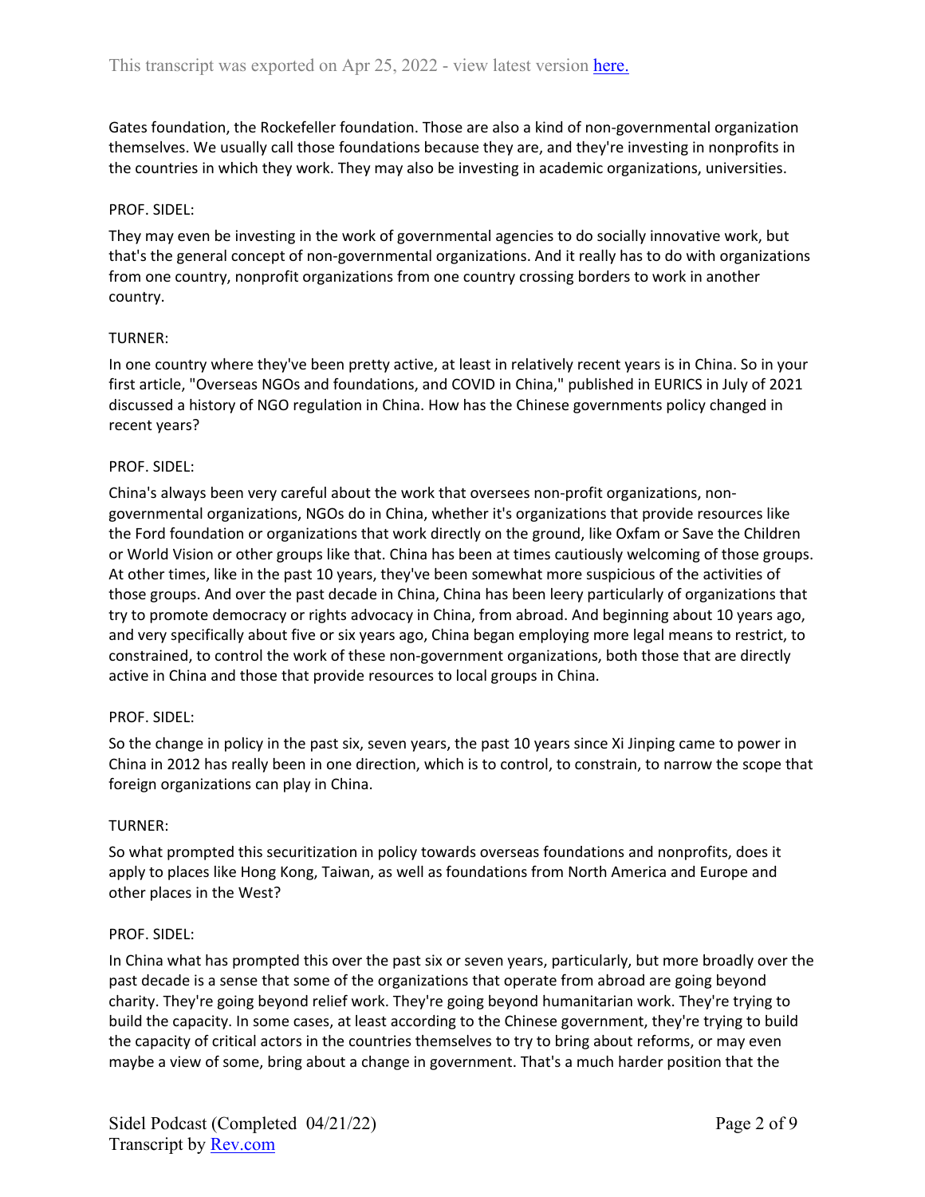Gates foundation, the Rockefeller foundation. Those are also a kind of non-governmental organization themselves. We usually call those foundations because they are, and they're investing in nonprofits in the countries in which they work. They may also be investing in academic organizations, universities.

PROF. SIDEL:

They may even be investing in the work of governmental agencies to do socially innovative work, but that's the general concept of non-governmental organizations. And it really has to do with organizations from one country, nonprofit organizations from one country crossing borders to work in another country.

TURNER:

In one country where they've been pretty active, at least in relatively recent years is in China. So in your first article, "Overseas NGOs and foundations, and COVID in China," published in EURICS in July of 2021 discussed a history of NGO regulation in China. How has the Chinese governments policy changed in recent years?

PROF. SIDEL:

China's always been very careful about the work that oversees non-profit organizations, non-governmental organizations, NGOs do in China, whether it's organizations that provide resources like the Ford foundation or organizations that work directly on the ground, like Oxfam or Save the Children or World Vision or other groups like that. China has been at times cautiously welcoming of those groups. At other times, like in the past 10 years, they've been somewhat more suspicious of the activities of those groups. And over the past decade in China, China has been leery particularly of organizations that try to promote democracy or rights advocacy in China, from abroad. And beginning about 10 years ago, and very specifically about five or six years ago, China began employing more legal means to restrict, to constrained, to control the work of these non-government organizations, both those that are directly active in China and those that provide resources to local groups in China.

PROF. SIDEL:

So the change in policy in the past six, seven years, the past 10 years since Xi Jinping came to power in China in 2012 has really been in one direction, which is to control, to constrain, to narrow the scope that foreign organizations can play in China.

TURNER:

So what prompted this securitization in policy towards overseas foundations and nonprofits, does it apply to places like Hong Kong, Taiwan, as well as foundations from North America and Europe and other places in the West?

PROF. SIDEL:

In China what has prompted this over the past six or seven years, particularly, but more broadly over the past decade is a sense that some of the organizations that operate from abroad are going beyond charity. They're going beyond relief work. They're going beyond humanitarian work. They're trying to build the capacity. In some cases, at least according to the Chinese government, they're trying to build the capacity of critical actors in the countries themselves to try to bring about reforms, or may even maybe a view of some, bring about a change in government. That's a much harder position that the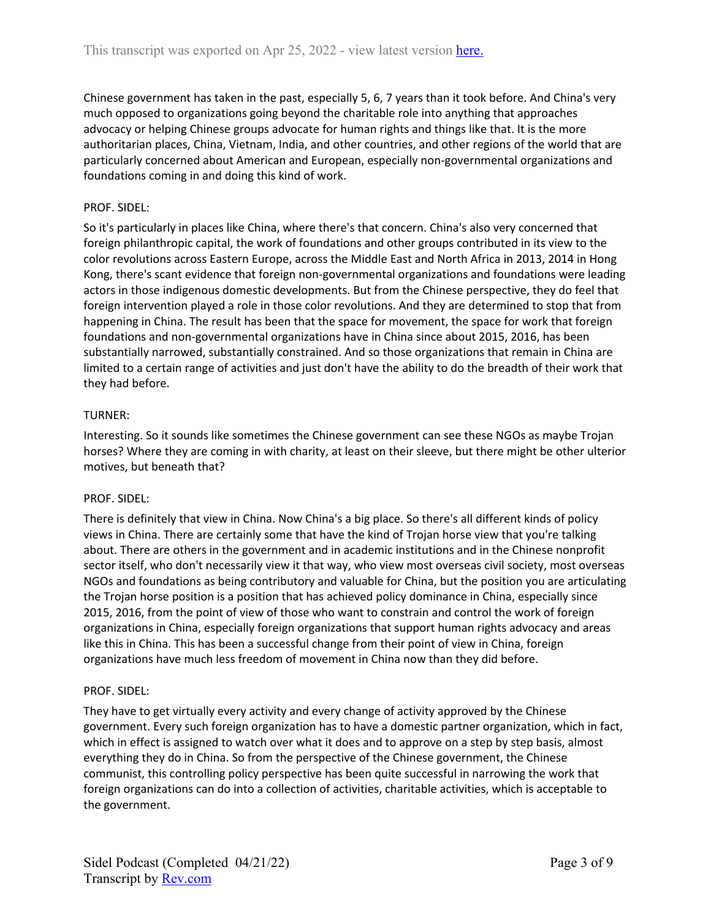Chinese government has taken in the past, especially 5, 6, 7 years than it took before. And China's very much opposed to organizations going beyond the charitable role into anything that approaches advocacy or helping Chinese groups advocate for human rights and things like that. It is the more authoritarian places, China, Vietnam, India, and other countries, and other regions of the world that are particularly concerned about American and European, especially non-governmental organizations and foundations coming in and doing this kind of work.

PROF. SIDEL:

So it's particularly in places like China, where there's that concern. China's also very concerned that foreign philanthropic capital, the work of foundations and other groups contributed in its view to the color revolutions across Eastern Europe, across the Middle East and North Africa in 2013, 2014 in Hong Kong, there's scant evidence that foreign non-governmental organizations and foundations were leading actors in those indigenous domestic developments. But from the Chinese perspective, they do feel that foreign intervention played a role in those color revolutions. And they are determined to stop that from happening in China. The result has been that the space for movement, the space for work that foreign foundations and non-governmental organizations have in China since about 2015, 2016, has been substantially narrowed, substantially constrained. And so those organizations that remain in China are limited to a certain range of activities and just don't have the ability to do the breadth of their work that they had before.

TURNER:

Interesting. So it sounds like sometimes the Chinese government can see these NGOs as maybe Trojan horses? Where they are coming in with charity, at least on their sleeve, but there might be other ulterior motives, but beneath that?

PROF. SIDEL:

There is definitely that view in China. Now China's a big place. So there's all different kinds of policy views in China. There are certainly some that have the kind of Trojan horse view that you're talking about. There are others in the government and in academic institutions and in the Chinese nonprofit sector itself, who don't necessarily view it that way, who view most overseas civil society, most overseas NGOs and foundations as being contributory and valuable for China, but the position you are articulating the Trojan horse position is a position that has achieved policy dominance in China, especially since 2015, 2016, from the point of view of those who want to constrain and control the work of foreign organizations in China, especially foreign organizations that support human rights advocacy and areas like this in China. This has been a successful change from their point of view in China, foreign organizations have much less freedom of movement in China now than they did before.

PROF. SIDEL:

They have to get virtually every activity and every change of activity approved by the Chinese government. Every such foreign organization has to have a domestic partner organization, which in fact, which in effect is assigned to watch over what it does and to approve on a step by step basis, almost everything they do in China. So from the perspective of the Chinese government, the Chinese communist, this controlling policy perspective has been quite successful in narrowing the work that foreign organizations can do into a collection of activities, charitable activities, which is acceptable to the government.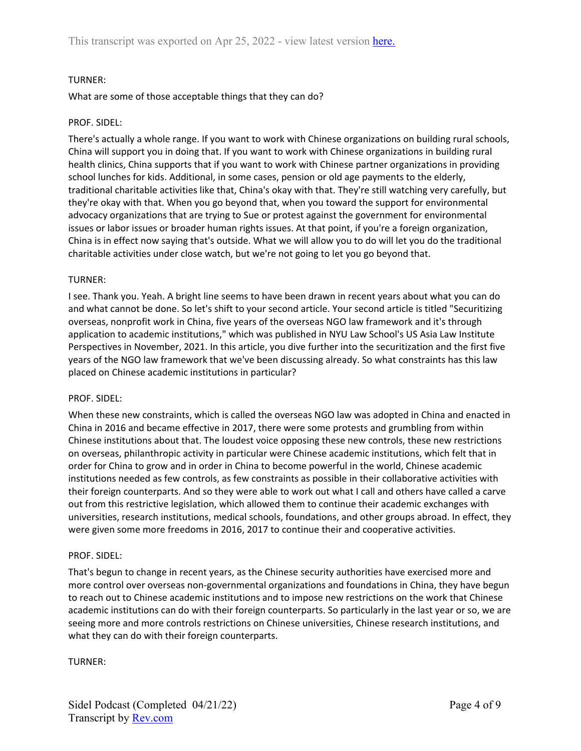TURNER:

What are some of those acceptable things that they can do?

PROF. SIDEL:

There's actually a whole range. If you want to work with Chinese organizations on building rural schools, China will support you in doing that. If you want to work with Chinese organizations in building rural health clinics, China supports that if you want to work with Chinese partner organizations in providing school lunches for kids. Additional, in some cases, pension or old age payments to the elderly, traditional charitable activities like that, China's okay with that. They're still watching very carefully, but they're okay with that. When you go beyond that, when you toward the support for environmental advocacy organizations that are trying to Sue or protest against the government for environmental issues or labor issues or broader human rights issues. At that point, if you're a foreign organization, China is in effect now saying that's outside. What we will allow you to do will let you do the traditional charitable activities under close watch, but we're not going to let you go beyond that.

TURNER:

I see. Thank you. Yeah. A bright line seems to have been drawn in recent years about what you can do and what cannot be done. So let's shift to your second article. Your second article is titled "Securitizing overseas, nonprofit work in China, five years of the overseas NGO law framework and it's through application to academic institutions," which was published in NYU Law School's US Asia Law Institute Perspectives in November, 2021. In this article, you dive further into the securitization and the first five years of the NGO law framework that we've been discussing already. So what constraints has this law placed on Chinese academic institutions in particular?

PROF. SIDEL:

When these new constraints, which is called the overseas NGO law was adopted in China and enacted in China in 2016 and became effective in 2017, there were some protests and grumbling from within Chinese institutions about that. The loudest voice opposing these new controls, these new restrictions on overseas, philanthropic activity in particular were Chinese academic institutions, which felt that in order for China to grow and in order in China to become powerful in the world, Chinese academic institutions needed as few controls, as few constraints as possible in their collaborative activities with their foreign counterparts. And so they were able to work out what I call and others have called a carve out from this restrictive legislation, which allowed them to continue their academic exchanges with universities, research institutions, medical schools, foundations, and other groups abroad. In effect, they were given some more freedoms in 2016, 2017 to continue their and cooperative activities.

PROF. SIDEL:

That's begun to change in recent years, as the Chinese security authorities have exercised more and more control over overseas non-governmental organizations and foundations in China, they have begun to reach out to Chinese academic institutions and to impose new restrictions on the work that Chinese academic institutions can do with their foreign counterparts. So particularly in the last year or so, we are seeing more and more controls restrictions on Chinese universities, Chinese research institutions, and what they can do with their foreign counterparts.

TURNER: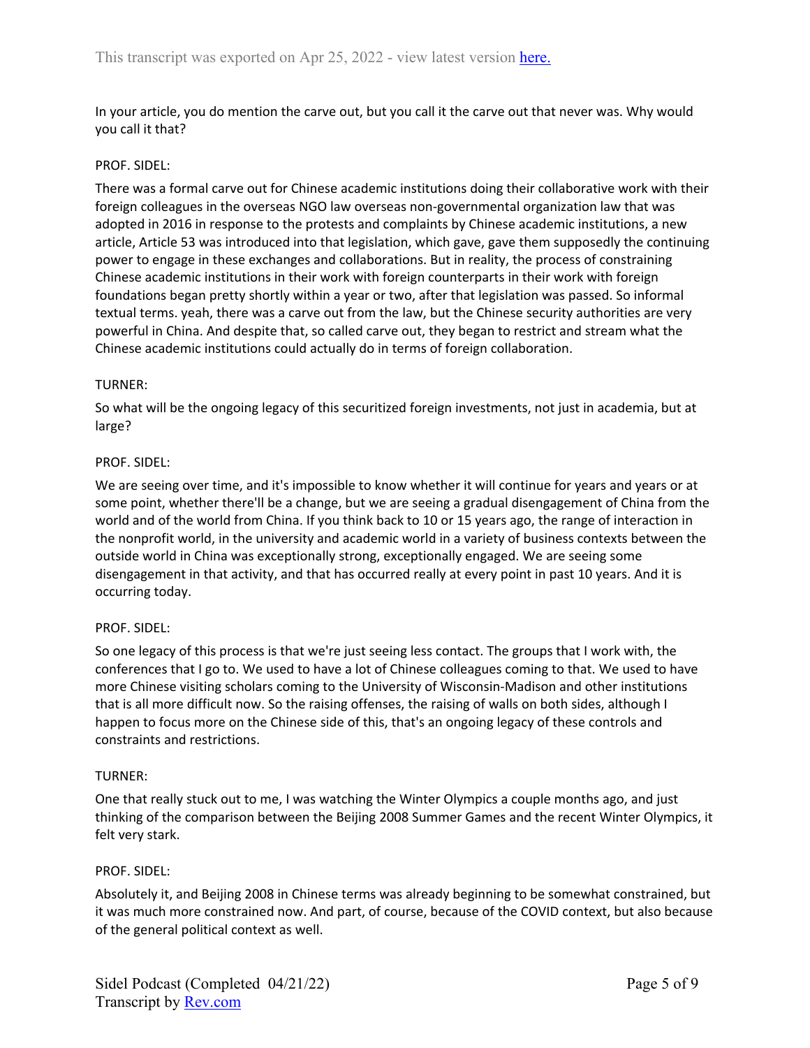In your article, you do mention the carve out, but you call it the carve out that never was. Why would you call it that?

PROF. SIDEL:

There was a formal carve out for Chinese academic institutions doing their collaborative work with their foreign colleagues in the overseas NGO law overseas non-governmental organization law that was adopted in 2016 in response to the protests and complaints by Chinese academic institutions, a new article, Article 53 was introduced into that legislation, which gave, gave them supposedly the continuing power to engage in these exchanges and collaborations. But in reality, the process of constraining Chinese academic institutions in their work with foreign counterparts in their work with foreign foundations began pretty shortly within a year or two, after that legislation was passed. So informal textual terms. yeah, there was a carve out from the law, but the Chinese security authorities are very powerful in China. And despite that, so called carve out, they began to restrict and stream what the Chinese academic institutions could actually do in terms of foreign collaboration.

TURNER:

So what will be the ongoing legacy of this securitized foreign investments, not just in academia, but at large?

PROF. SIDEL:

We are seeing over time, and it's impossible to know whether it will continue for years and years or at some point, whether there'll be a change, but we are seeing a gradual disengagement of China from the world and of the world from China. If you think back to 10 or 15 years ago, the range of interaction in the nonprofit world, in the university and academic world in a variety of business contexts between the outside world in China was exceptionally strong, exceptionally engaged. We are seeing some disengagement in that activity, and that has occurred really at every point in past 10 years. And it is occurring today.

PROF. SIDEL:

So one legacy of this process is that we're just seeing less contact. The groups that I work with, the conferences that I go to. We used to have a lot of Chinese colleagues coming to that. We used to have more Chinese visiting scholars coming to the University of Wisconsin-Madison and other institutions that is all more difficult now. So the raising offenses, the raising of walls on both sides, although I happen to focus more on the Chinese side of this, that's an ongoing legacy of these controls and constraints and restrictions.

TURNER:

One that really stuck out to me, I was watching the Winter Olympics a couple months ago, and just thinking of the comparison between the Beijing 2008 Summer Games and the recent Winter Olympics, it felt very stark.

PROF. SIDEL:

Absolutely it, and Beijing 2008 in Chinese terms was already beginning to be somewhat constrained, but it was much more constrained now. And part, of course, because of the COVID context, but also because of the general political context as well.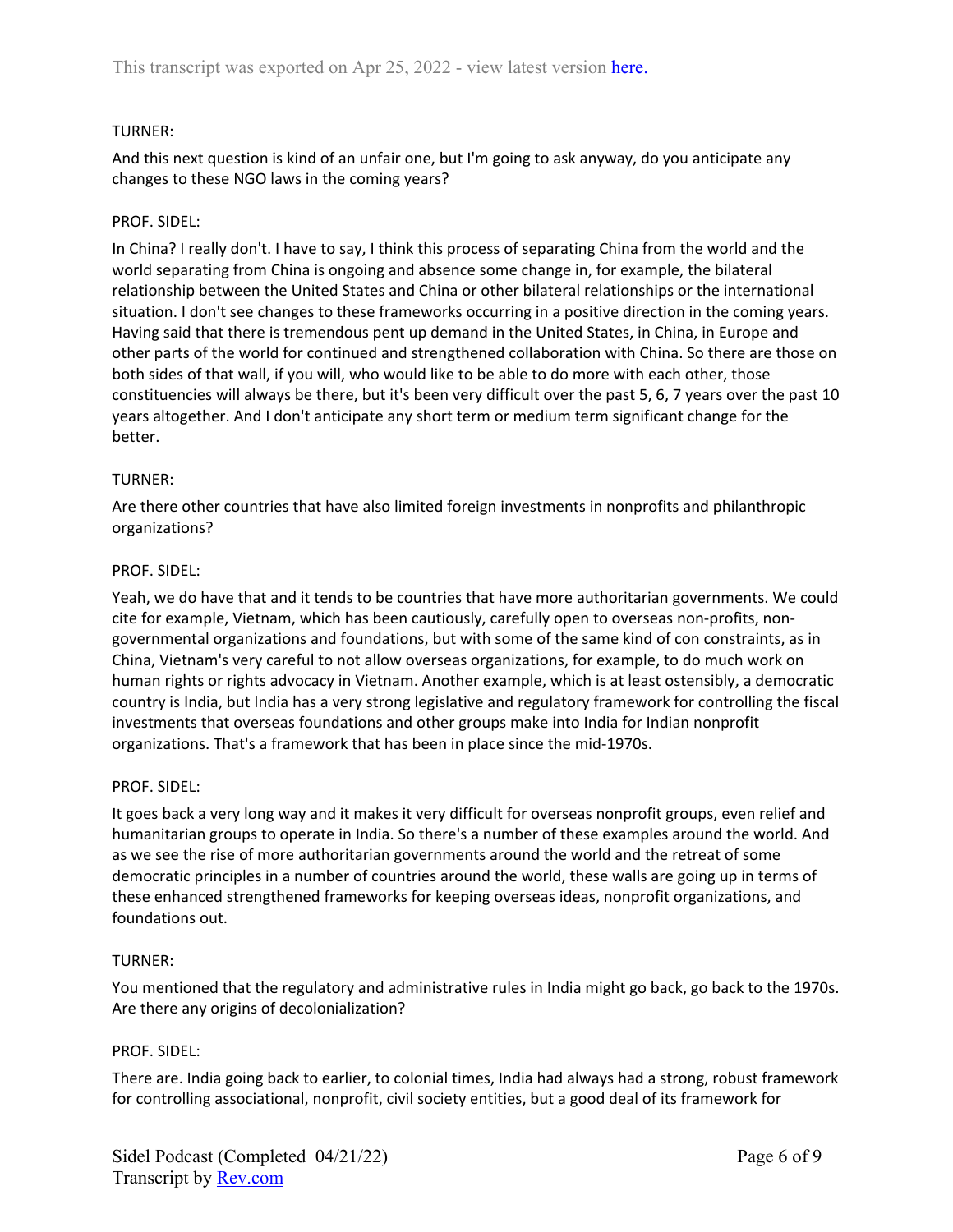TURNER:

And this next question is kind of an unfair one, but I'm going to ask anyway, do you anticipate any changes to these NGO laws in the coming years?

PROF. SIDEL:

In China? I really don't. I have to say, I think this process of separating China from the world and the world separating from China is ongoing and absence some change in, for example, the bilateral relationship between the United States and China or other bilateral relationships or the international situation. I don't see changes to these frameworks occurring in a positive direction in the coming years. Having said that there is tremendous pent up demand in the United States, in China, in Europe and other parts of the world for continued and strengthened collaboration with China. So there are those on both sides of that wall, if you will, who would like to be able to do more with each other, those constituencies will always be there, but it's been very difficult over the past 5, 6, 7 years over the past 10 years altogether. And I don't anticipate any short term or medium term significant change for the better.

TURNER:

Are there other countries that have also limited foreign investments in nonprofits and philanthropic organizations?

PROF. SIDEL:

Yeah, we do have that and it tends to be countries that have more authoritarian governments. We could cite for example, Vietnam, which has been cautiously, carefully open to overseas non-profits, non-governmental organizations and foundations, but with some of the same kind of con constraints, as in China, Vietnam's very careful to not allow overseas organizations, for example, to do much work on human rights or rights advocacy in Vietnam. Another example, which is at least ostensibly, a democratic country is India, but India has a very strong legislative and regulatory framework for controlling the fiscal investments that overseas foundations and other groups make into India for Indian nonprofit organizations. That's a framework that has been in place since the mid-1970s.

PROF. SIDEL:

It goes back a very long way and it makes it very difficult for overseas nonprofit groups, even relief and humanitarian groups to operate in India. So there's a number of these examples around the world. And as we see the rise of more authoritarian governments around the world and the retreat of some democratic principles in a number of countries around the world, these walls are going up in terms of these enhanced strengthened frameworks for keeping overseas ideas, nonprofit organizations, and foundations out.

TURNER:

You mentioned that the regulatory and administrative rules in India might go back, go back to the 1970s. Are there any origins of decolonialization?

PROF. SIDEL:

There are. India going back to earlier, to colonial times, India had always had a strong, robust framework for controlling associational, nonprofit, civil society entities, but a good deal of its framework for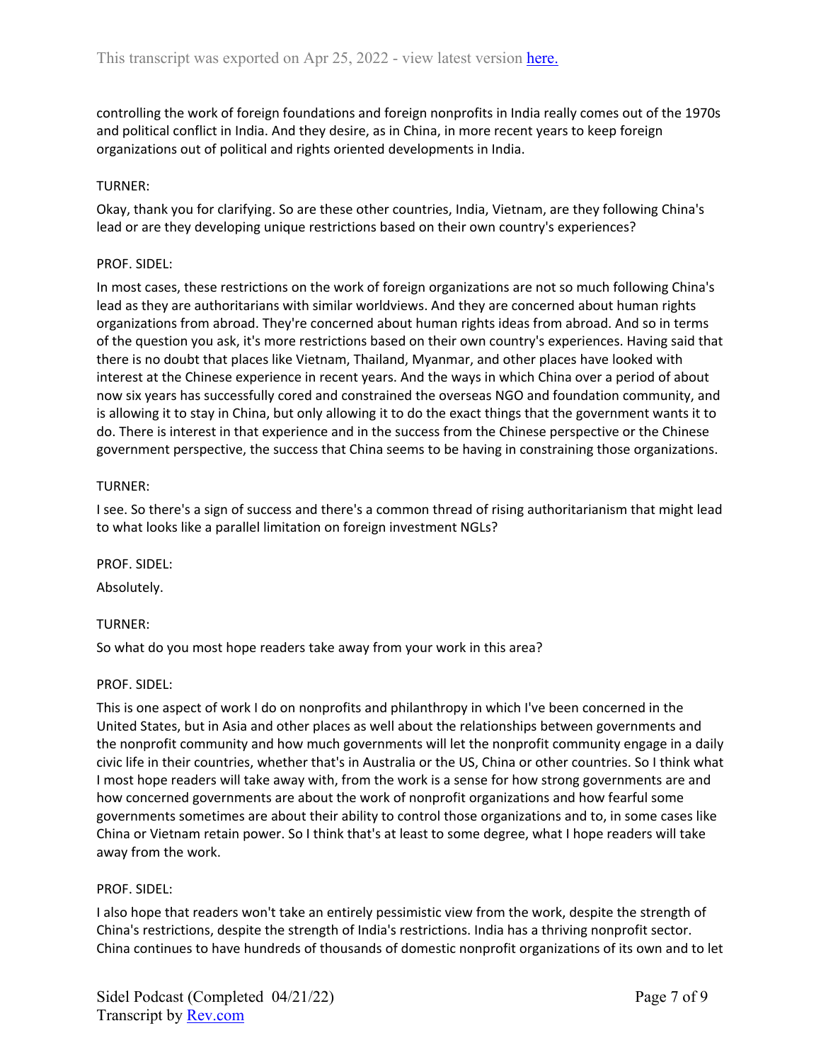controlling the work of foreign foundations and foreign nonprofits in India really comes out of the 1970s and political conflict in India. And they desire, as in China, in more recent years to keep foreign organizations out of political and rights oriented developments in India.

TURNER:

Okay, thank you for clarifying. So are these other countries, India, Vietnam, are they following China's lead or are they developing unique restrictions based on their own country's experiences?

PROF. SIDEL:

In most cases, these restrictions on the work of foreign organizations are not so much following China's lead as they are authoritarians with similar worldviews. And they are concerned about human rights organizations from abroad. They're concerned about human rights ideas from abroad. And so in terms of the question you ask, it's more restrictions based on their own country's experiences. Having said that there is no doubt that places like Vietnam, Thailand, Myanmar, and other places have looked with interest at the Chinese experience in recent years. And the ways in which China over a period of about now six years has successfully cored and constrained the overseas NGO and foundation community, and is allowing it to stay in China, but only allowing it to do the exact things that the government wants it to do. There is interest in that experience and in the success from the Chinese perspective or the Chinese government perspective, the success that China seems to be having in constraining those organizations.

TURNER:

I see. So there's a sign of success and there's a common thread of rising authoritarianism that might lead to what looks like a parallel limitation on foreign investment NGLs?

PROF. SIDEL:

Absolutely.

TURNER:

So what do you most hope readers take away from your work in this area?

PROF. SIDEL:

This is one aspect of work I do on nonprofits and philanthropy in which I've been concerned in the United States, but in Asia and other places as well about the relationships between governments and the nonprofit community and how much governments will let the nonprofit community engage in a daily civic life in their countries, whether that's in Australia or the US, China or other countries. So I think what I most hope readers will take away with, from the work is a sense for how strong governments are and how concerned governments are about the work of nonprofit organizations and how fearful some governments sometimes are about their ability to control those organizations and to, in some cases like China or Vietnam retain power. So I think that's at least to some degree, what I hope readers will take away from the work.

PROF. SIDEL:

I also hope that readers won't take an entirely pessimistic view from the work, despite the strength of China's restrictions, despite the strength of India's restrictions. India has a thriving nonprofit sector. China continues to have hundreds of thousands of domestic nonprofit organizations of its own and to let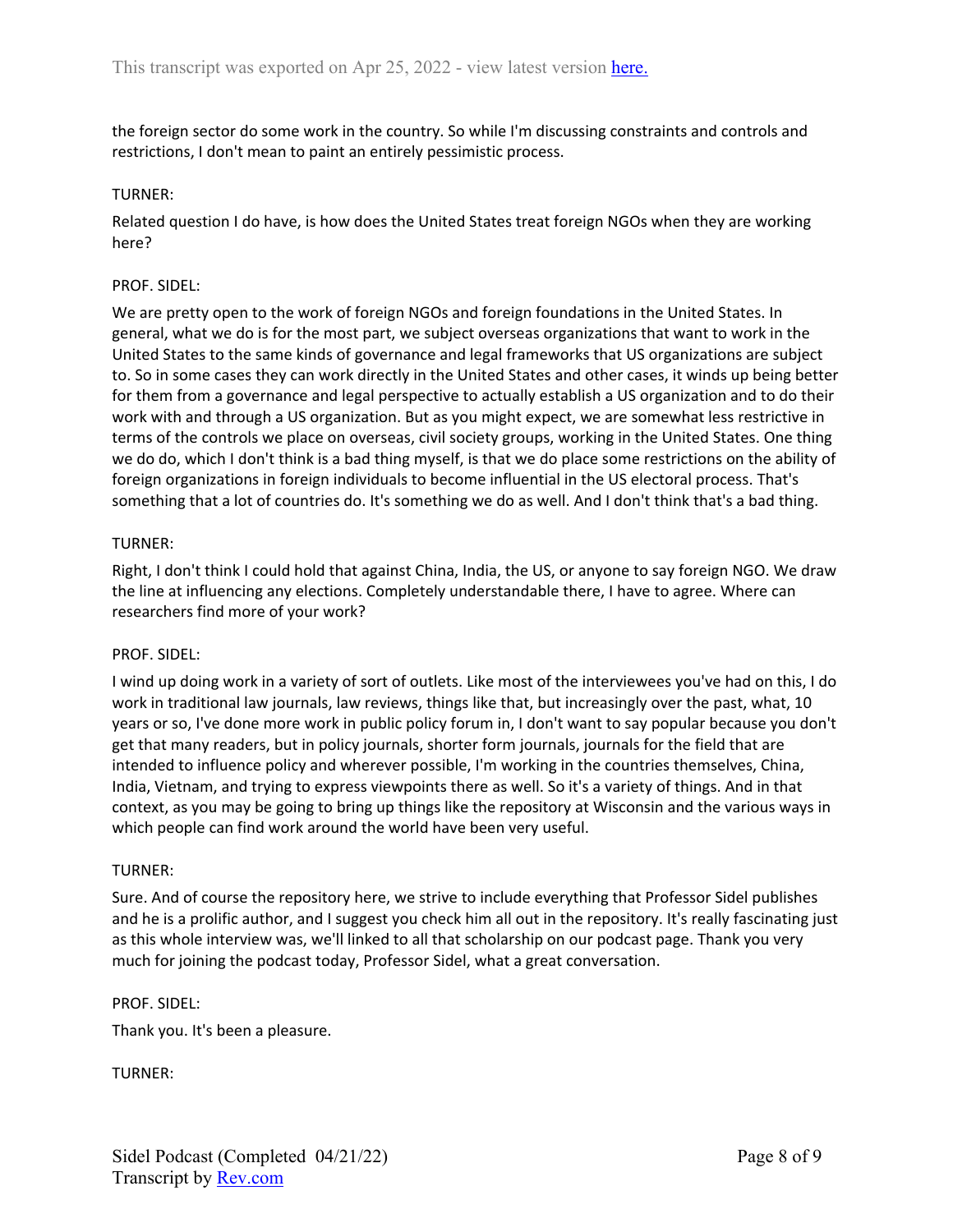the foreign sector do some work in the country. So while I'm discussing constraints and controls and restrictions, I don't mean to paint an entirely pessimistic process.

TURNER:

Related question I do have, is how does the United States treat foreign NGOs when they are working here?

PROF. SIDEL:

We are pretty open to the work of foreign NGOs and foreign foundations in the United States. In general, what we do is for the most part, we subject overseas organizations that want to work in the United States to the same kinds of governance and legal frameworks that US organizations are subject to. So in some cases they can work directly in the United States and other cases, it winds up being better for them from a governance and legal perspective to actually establish a US organization and to do their work with and through a US organization. But as you might expect, we are somewhat less restrictive in terms of the controls we place on overseas, civil society groups, working in the United States. One thing we do do, which I don't think is a bad thing myself, is that we do place some restrictions on the ability of foreign organizations in foreign individuals to become influential in the US electoral process. That's something that a lot of countries do. It's something we do as well. And I don't think that's a bad thing.

TURNER:

Right, I don't think I could hold that against China, India, the US, or anyone to say foreign NGO. We draw the line at influencing any elections. Completely understandable there, I have to agree. Where can researchers find more of your work?

PROF. SIDEL:

I wind up doing work in a variety of sort of outlets. Like most of the interviewees you've had on this, I do work in traditional law journals, law reviews, things like that, but increasingly over the past, what, 10 years or so, I've done more work in public policy forum in, I don't want to say popular because you don't get that many readers, but in policy journals, shorter form journals, journals for the field that are intended to influence policy and wherever possible, I'm working in the countries themselves, China, India, Vietnam, and trying to express viewpoints there as well. So it's a variety of things. And in that context, as you may be going to bring up things like the repository at Wisconsin and the various ways in which people can find work around the world have been very useful.

TURNER:

Sure. And of course the repository here, we strive to include everything that Professor Sidel publishes and he is a prolific author, and I suggest you check him all out in the repository. It's really fascinating just as this whole interview was, we'll linked to all that scholarship on our podcast page. Thank you very much for joining the podcast today, Professor Sidel, what a great conversation.

PROF. SIDEL:

Thank you. It's been a pleasure.

TURNER: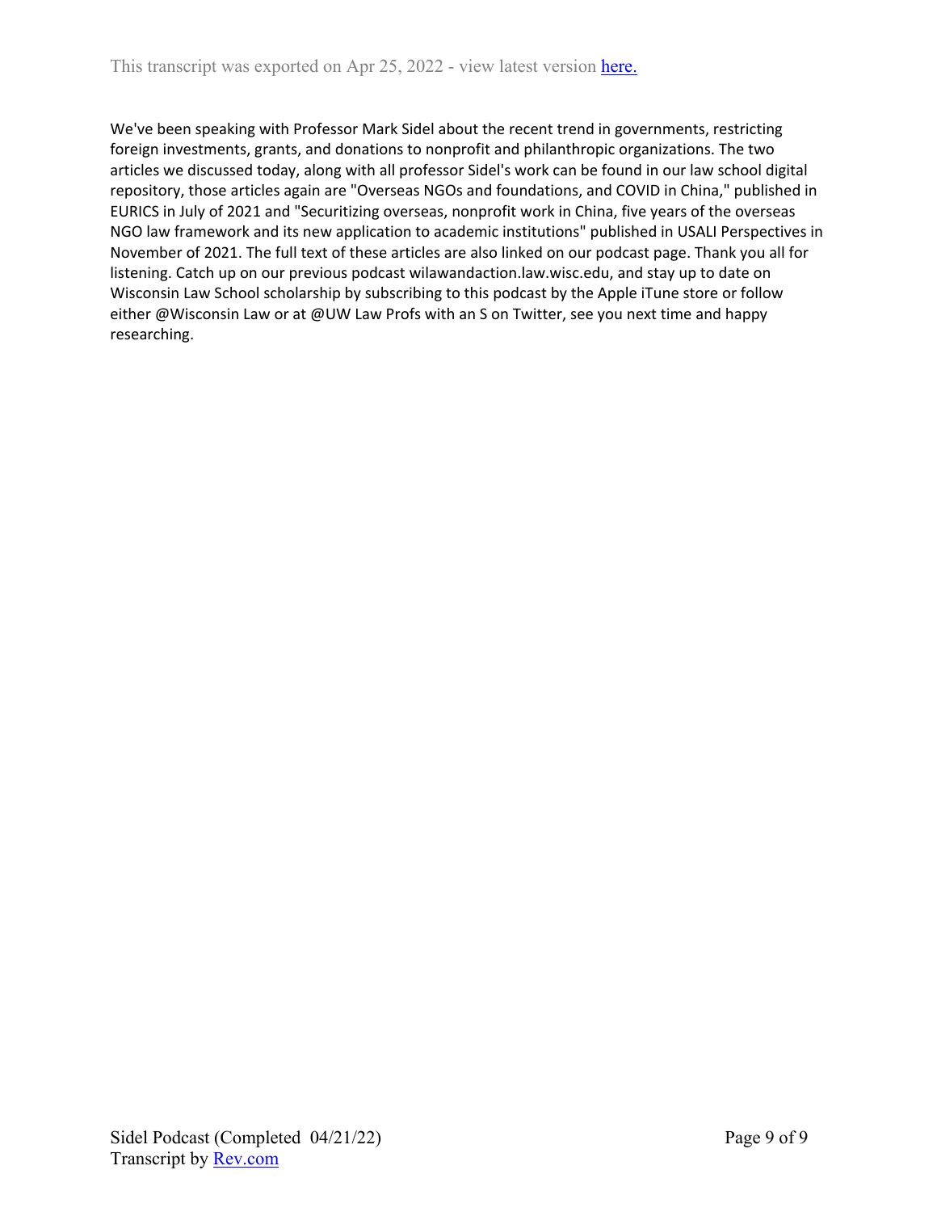We've been speaking with Professor Mark Sidel about the recent trend in governments, restricting foreign investments, grants, and donations to nonprofit and philanthropic organizations. The two articles we discussed today, along with all professor Sidel's work can be found in our law school digital repository, those articles again are "Overseas NGOs and foundations, and COVID in China," published in EURICS in July of 2021 and "Securitizing overseas, nonprofit work in China, five years of the overseas NGO law framework and its new application to academic institutions" published in USALI Perspectives in November of 2021. The full text of these articles are also linked on our podcast page. Thank you all for listening. Catch up on our previous podcast wilawandaction.law.wisc.edu, and stay up to date on Wisconsin Law School scholarship by subscribing to this podcast by the Apple iTune store or follow either @Wisconsin Law or at @UW Law Profs with an S on Twitter, see you next time and happy researching.